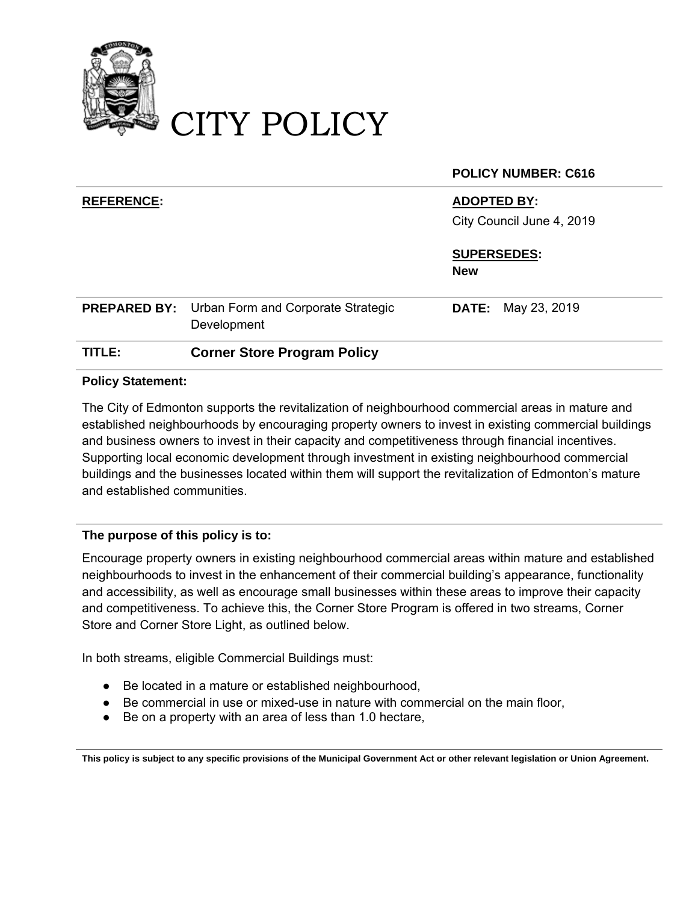# CITY POLICY

**POLICY NUMBER: C616**

| | |
|---|---|
| **REFERENCE:** | **ADOPTED BY:** City Council June 4, 2019 |
| | **SUPERSEDES:** **New** |
| **PREPARED BY:** Urban Form and Corporate Strategic Development | **DATE:** May 23, 2019 |
| **TITLE:** **Corner Store Program Policy** | |

**Policy Statement:**

The City of Edmonton supports the revitalization of neighbourhood commercial areas in mature and established neighbourhoods by encouraging property owners to invest in existing commercial buildings and business owners to invest in their capacity and competitiveness through financial incentives. Supporting local economic development through investment in existing neighbourhood commercial buildings and the businesses located within them will support the revitalization of Edmonton's mature and established communities.

**The purpose of this policy is to:**

Encourage property owners in existing neighbourhood commercial areas within mature and established neighbourhoods to invest in the enhancement of their commercial building's appearance, functionality and accessibility, as well as encourage small businesses within these areas to improve their capacity and competitiveness. To achieve this, the Corner Store Program is offered in two streams, Corner Store and Corner Store Light, as outlined below.

In both streams, eligible Commercial Buildings must:

- Be located in a mature or established neighbourhood,
- Be commercial in use or mixed-use in nature with commercial on the main floor,
- Be on a property with an area of less than 1.0 hectare,

**This policy is subject to any specific provisions of the Municipal Government Act or other relevant legislation or Union Agreement.**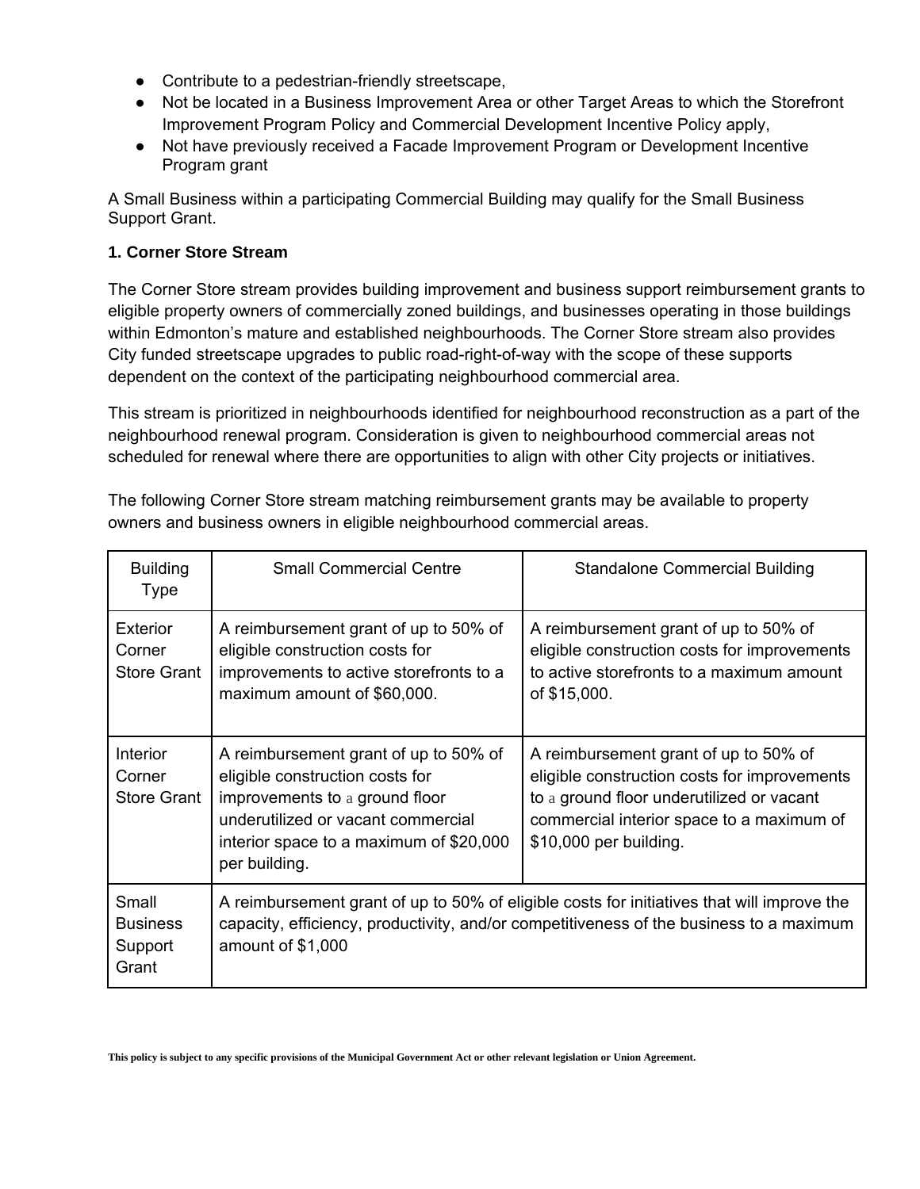- Contribute to a pedestrian-friendly streetscape,
- Not be located in a Business Improvement Area or other Target Areas to which the Storefront Improvement Program Policy and Commercial Development Incentive Policy apply,
- Not have previously received a Facade Improvement Program or Development Incentive Program grant

A Small Business within a participating Commercial Building may qualify for the Small Business Support Grant.

**1. Corner Store Stream**

The Corner Store stream provides building improvement and business support reimbursement grants to eligible property owners of commercially zoned buildings, and businesses operating in those buildings within Edmonton's mature and established neighbourhoods. The Corner Store stream also provides City funded streetscape upgrades to public road-right-of-way with the scope of these supports dependent on the context of the participating neighbourhood commercial area.

This stream is prioritized in neighbourhoods identified for neighbourhood reconstruction as a part of the neighbourhood renewal program. Consideration is given to neighbourhood commercial areas not scheduled for renewal where there are opportunities to align with other City projects or initiatives.

The following Corner Store stream matching reimbursement grants may be available to property owners and business owners in eligible neighbourhood commercial areas.

| Building Type | Small Commercial Centre | Standalone Commercial Building |
|---|---|---|
| Exterior Corner Store Grant | A reimbursement grant of up to 50% of eligible construction costs for improvements to active storefronts to a maximum amount of $60,000. | A reimbursement grant of up to 50% of eligible construction costs for improvements to active storefronts to a maximum amount of $15,000. |
| Interior Corner Store Grant | A reimbursement grant of up to 50% of eligible construction costs for improvements to a ground floor underutilized or vacant commercial interior space to a maximum of $20,000 per building. | A reimbursement grant of up to 50% of eligible construction costs for improvements to a ground floor underutilized or vacant commercial interior space to a maximum of $10,000 per building. |
| Small Business Support Grant | A reimbursement grant of up to 50% of eligible costs for initiatives that will improve the capacity, efficiency, productivity, and/or competitiveness of the business to a maximum amount of $1,000 | |

**This policy is subject to any specific provisions of the Municipal Government Act or other relevant legislation or Union Agreement.**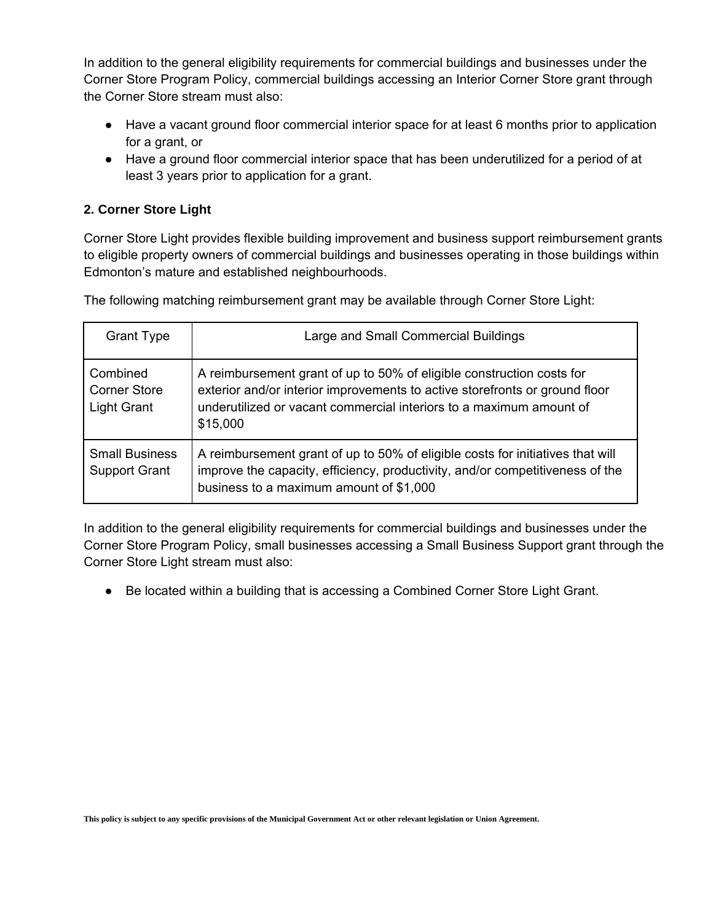In addition to the general eligibility requirements for commercial buildings and businesses under the Corner Store Program Policy, commercial buildings accessing an Interior Corner Store grant through the Corner Store stream must also:

- Have a vacant ground floor commercial interior space for at least 6 months prior to application for a grant, or
- Have a ground floor commercial interior space that has been underutilized for a period of at least 3 years prior to application for a grant.

**2. Corner Store Light**

Corner Store Light provides flexible building improvement and business support reimbursement grants to eligible property owners of commercial buildings and businesses operating in those buildings within Edmonton's mature and established neighbourhoods.

The following matching reimbursement grant may be available through Corner Store Light:

| Grant Type | Large and Small Commercial Buildings |
|---|---|
| Combined Corner Store Light Grant | A reimbursement grant of up to 50% of eligible construction costs for exterior and/or interior improvements to active storefronts or ground floor underutilized or vacant commercial interiors to a maximum amount of $15,000 |
| Small Business Support Grant | A reimbursement grant of up to 50% of eligible costs for initiatives that will improve the capacity, efficiency, productivity, and/or competitiveness of the business to a maximum amount of $1,000 |

In addition to the general eligibility requirements for commercial buildings and businesses under the Corner Store Program Policy, small businesses accessing a Small Business Support grant through the Corner Store Light stream must also:

- Be located within a building that is accessing a Combined Corner Store Light Grant.

**This policy is subject to any specific provisions of the Municipal Government Act or other relevant legislation or Union Agreement.**